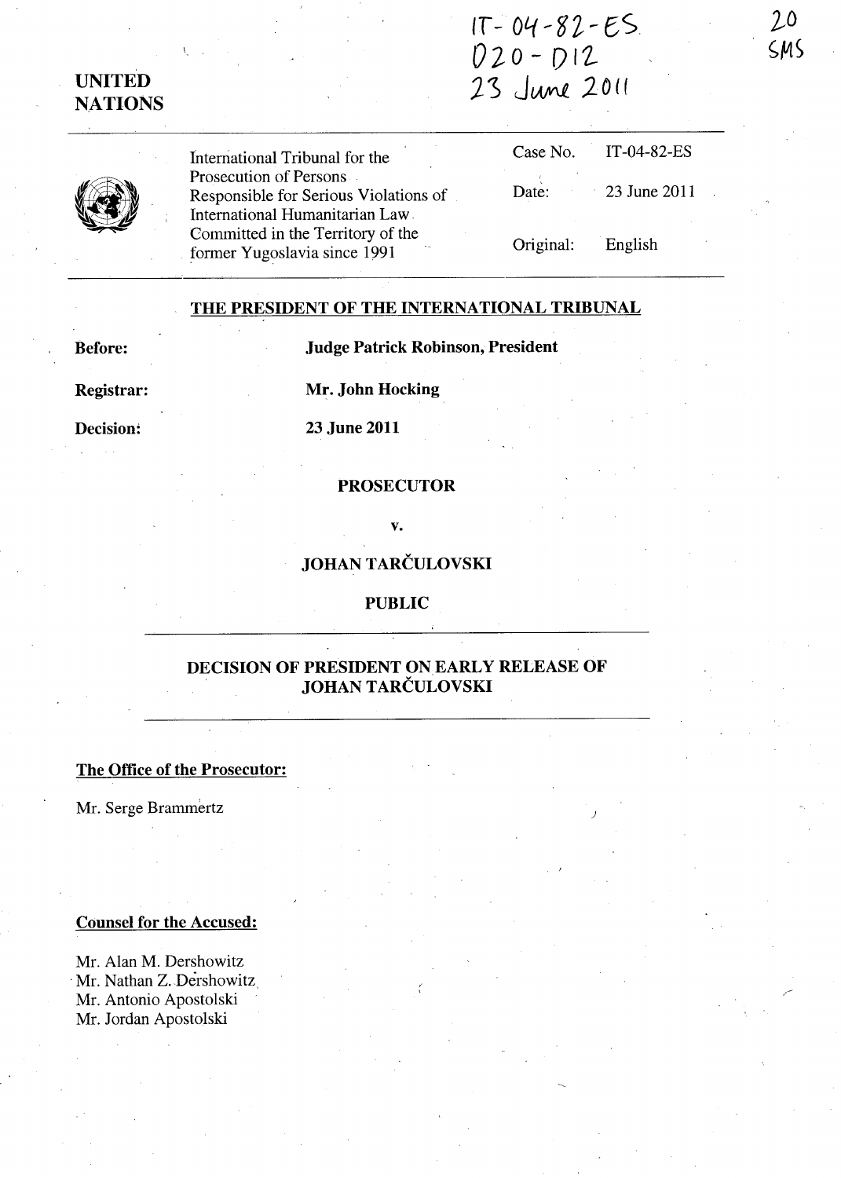IT-04-82-ES
020-D12
23 June 2011

20
SMS

**UNITED NATIONS**

| International Tribunal for the Prosecution of Persons Responsible for Serious Violations of International Humanitarian Law Committed in the Territory of the former Yugoslavia since 1991 | Case No. | IT-04-82-ES |
|---|---|---|
| | Date: | 23 June 2011 |
| | Original: | English |

## THE PRESIDENT OF THE INTERNATIONAL TRIBUNAL

**Before:** **Judge Patrick Robinson, President**

**Registrar:** **Mr. John Hocking**

**Decision:** **23 June 2011**

**PROSECUTOR**

**v.**

**JOHAN TARČULOVSKI**

**PUBLIC**

## DECISION OF PRESIDENT ON EARLY RELEASE OF JOHAN TARČULOVSKI

**The Office of the Prosecutor:**

Mr. Serge Brammertz

**Counsel for the Accused:**

Mr. Alan M. Dershowitz
Mr. Nathan Z. Dershowitz
Mr. Antonio Apostolski
Mr. Jordan Apostolski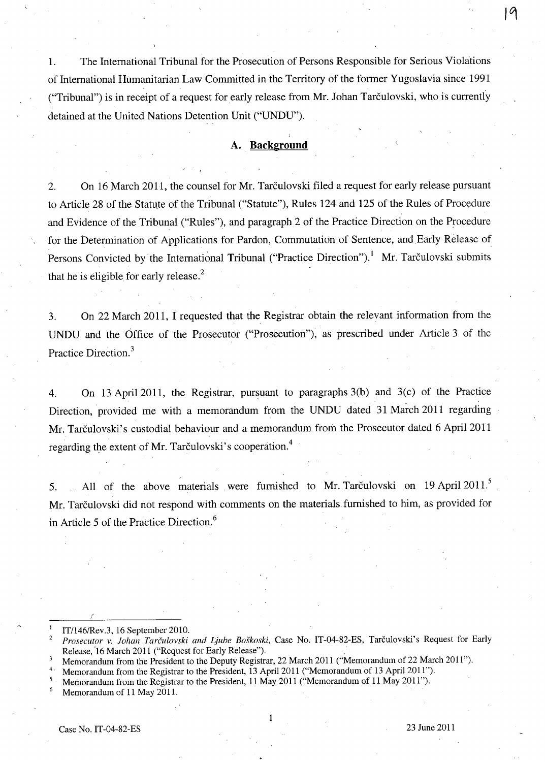1. The International Tribunal for the Prosecution of Persons Responsible for Serious Violations of International Humanitarian Law Committed in the Territory of the former Yugoslavia since 1991 ("Tribunal") is in receipt of a request for early release from Mr. Johan Tarčulovski, who is currently detained at the United Nations Detention Unit ("UNDU").

## A. Background

2. On 16 March 2011, the counsel for Mr. Tarčulovski filed a request for early release pursuant to Article 28 of the Statute of the Tribunal ("Statute"), Rules 124 and 125 of the Rules of Procedure and Evidence of the Tribunal ("Rules"), and paragraph 2 of the Practice Direction on the Procedure for the Determination of Applications for Pardon, Commutation of Sentence, and Early Release of Persons Convicted by the International Tribunal ("Practice Direction").[1] Mr. Tarčulovski submits that he is eligible for early release.[2]

3. On 22 March 2011, I requested that the Registrar obtain the relevant information from the UNDU and the Office of the Prosecutor ("Prosecution"), as prescribed under Article 3 of the Practice Direction.[3]

4. On 13 April 2011, the Registrar, pursuant to paragraphs 3(b) and 3(c) of the Practice Direction, provided me with a memorandum from the UNDU dated 31 March 2011 regarding Mr. Tarčulovski's custodial behaviour and a memorandum from the Prosecutor dated 6 April 2011 regarding the extent of Mr. Tarčulovski's cooperation.[4]

5. All of the above materials were furnished to Mr. Tarčulovski on 19 April 2011.[5] Mr. Tarčulovski did not respond with comments on the materials furnished to him, as provided for in Article 5 of the Practice Direction.[6]

---

[1] IT/146/Rev.3, 16 September 2010.

[2] *Prosecutor v. Johan Tarčulovski and Ljube Boškoski*, Case No. IT-04-82-ES, Tarčulovski's Request for Early Release, 16 March 2011 ("Request for Early Release").

[3] Memorandum from the President to the Deputy Registrar, 22 March 2011 ("Memorandum of 22 March 2011").

[4] Memorandum from the Registrar to the President, 13 April 2011 ("Memorandum of 13 April 2011").

[5] Memorandum from the Registrar to the President, 11 May 2011 ("Memorandum of 11 May 2011").

[6] Memorandum of 11 May 2011.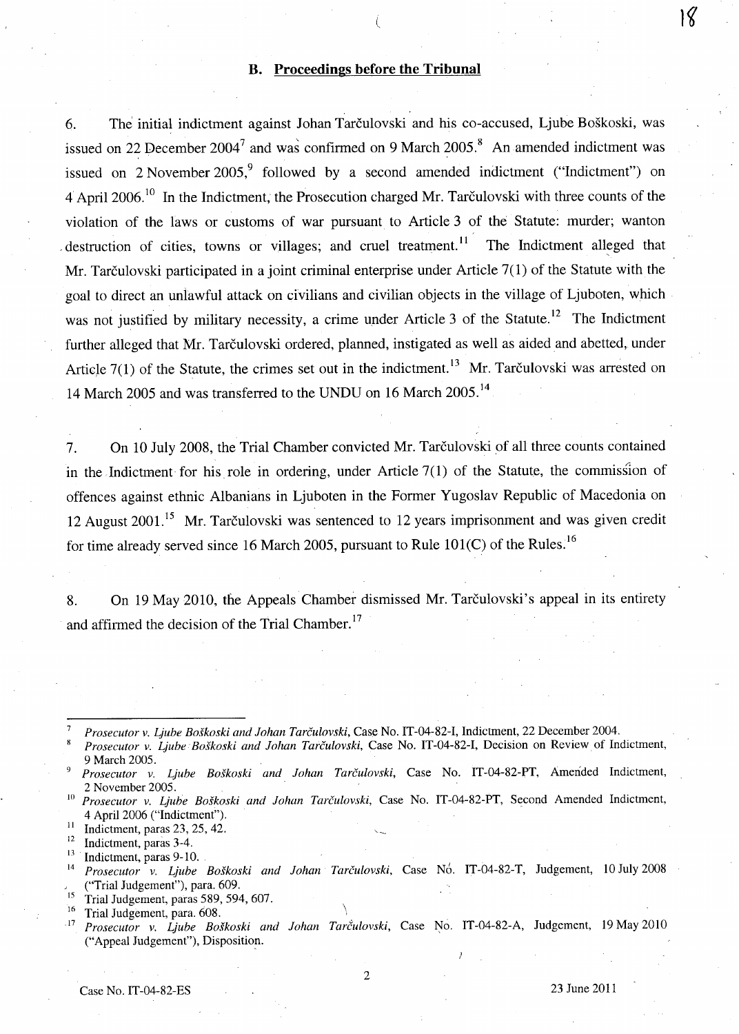### B. Proceedings before the Tribunal

6. The initial indictment against Johan Tarčulovski and his co-accused, Ljube Boškoski, was issued on 22 December 2004[7] and was confirmed on 9 March 2005.[8] An amended indictment was issued on 2 November 2005,[9] followed by a second amended indictment ("Indictment") on 4 April 2006.[10] In the Indictment, the Prosecution charged Mr. Tarčulovski with three counts of the violation of the laws or customs of war pursuant to Article 3 of the Statute: murder; wanton destruction of cities, towns or villages; and cruel treatment.[11] The Indictment alleged that Mr. Tarčulovski participated in a joint criminal enterprise under Article 7(1) of the Statute with the goal to direct an unlawful attack on civilians and civilian objects in the village of Ljuboten, which was not justified by military necessity, a crime under Article 3 of the Statute.[12] The Indictment further alleged that Mr. Tarčulovski ordered, planned, instigated as well as aided and abetted, under Article 7(1) of the Statute, the crimes set out in the indictment.[13] Mr. Tarčulovski was arrested on 14 March 2005 and was transferred to the UNDU on 16 March 2005.[14]

7. On 10 July 2008, the Trial Chamber convicted Mr. Tarčulovski of all three counts contained in the Indictment for his role in ordering, under Article 7(1) of the Statute, the commission of offences against ethnic Albanians in Ljuboten in the Former Yugoslav Republic of Macedonia on 12 August 2001.[15] Mr. Tarčulovski was sentenced to 12 years imprisonment and was given credit for time already served since 16 March 2005, pursuant to Rule 101(C) of the Rules.[16]

8. On 19 May 2010, the Appeals Chamber dismissed Mr. Tarčulovski's appeal in its entirety and affirmed the decision of the Trial Chamber.[17]

---

[7] *Prosecutor v. Ljube Boškoski and Johan Tarčulovski*, Case No. IT-04-82-I, Indictment, 22 December 2004.

[8] *Prosecutor v. Ljube Boškoski and Johan Tarčulovski*, Case No. IT-04-82-I, Decision on Review of Indictment, 9 March 2005.

[9] *Prosecutor v. Ljube Boškoski and Johan Tarčulovski*, Case No. IT-04-82-PT, Amended Indictment, 2 November 2005.

[10] *Prosecutor v. Ljube Boškoski and Johan Tarčulovski*, Case No. IT-04-82-PT, Second Amended Indictment, 4 April 2006 ("Indictment").

[11] Indictment, paras 23, 25, 42.

[12] Indictment, paras 3-4.

[13] Indictment, paras 9-10.

[14] *Prosecutor v. Ljube Boškoski and Johan Tarčulovski*, Case No. IT-04-82-T, Judgement, 10 July 2008 ("Trial Judgement"), para. 609.

[15] Trial Judgement, paras 589, 594, 607.

[16] Trial Judgement, para. 608.

[17] *Prosecutor v. Ljube Boškoski and Johan Tarčulovski*, Case No. IT-04-82-A, Judgement, 19 May 2010 ("Appeal Judgement"), Disposition.

Case No. IT-04-82-ES 23 June 2011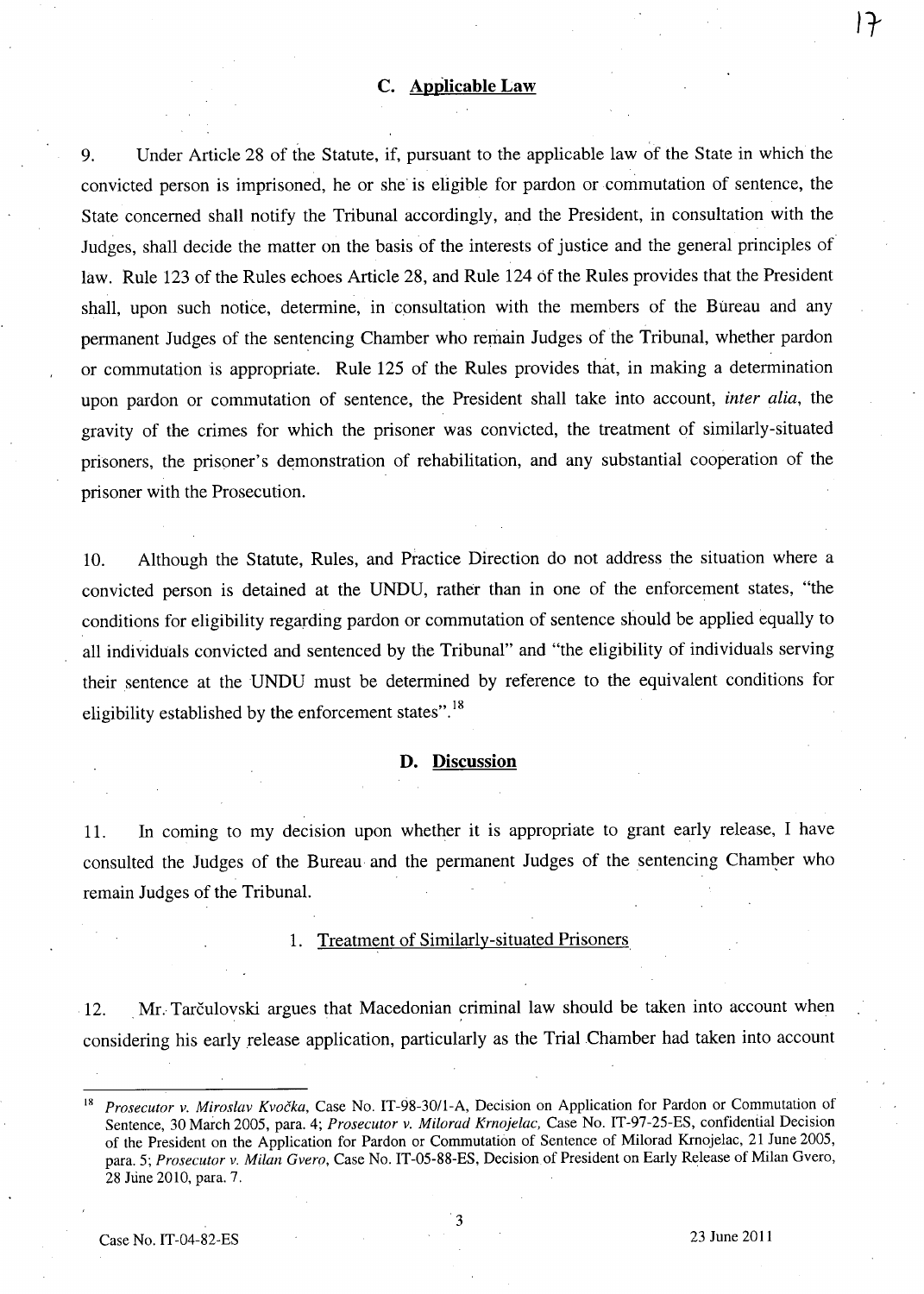## C. Applicable Law

9. Under Article 28 of the Statute, if, pursuant to the applicable law of the State in which the convicted person is imprisoned, he or she is eligible for pardon or commutation of sentence, the State concerned shall notify the Tribunal accordingly, and the President, in consultation with the Judges, shall decide the matter on the basis of the interests of justice and the general principles of law. Rule 123 of the Rules echoes Article 28, and Rule 124 of the Rules provides that the President shall, upon such notice, determine, in consultation with the members of the Bureau and any permanent Judges of the sentencing Chamber who remain Judges of the Tribunal, whether pardon or commutation is appropriate. Rule 125 of the Rules provides that, in making a determination upon pardon or commutation of sentence, the President shall take into account, *inter alia*, the gravity of the crimes for which the prisoner was convicted, the treatment of similarly-situated prisoners, the prisoner's demonstration of rehabilitation, and any substantial cooperation of the prisoner with the Prosecution.

10. Although the Statute, Rules, and Practice Direction do not address the situation where a convicted person is detained at the UNDU, rather than in one of the enforcement states, "the conditions for eligibility regarding pardon or commutation of sentence should be applied equally to all individuals convicted and sentenced by the Tribunal" and "the eligibility of individuals serving their sentence at the UNDU must be determined by reference to the equivalent conditions for eligibility established by the enforcement states".[18]

## D. Discussion

11. In coming to my decision upon whether it is appropriate to grant early release, I have consulted the Judges of the Bureau and the permanent Judges of the sentencing Chamber who remain Judges of the Tribunal.

### 1. Treatment of Similarly-situated Prisoners

12. Mr. Tarčulovski argues that Macedonian criminal law should be taken into account when considering his early release application, particularly as the Trial Chamber had taken into account

---

[18] *Prosecutor v. Miroslav Kvočka*, Case No. IT-98-30/1-A, Decision on Application for Pardon or Commutation of Sentence, 30 March 2005, para. 4; *Prosecutor v. Milorad Krnojelac*, Case No. IT-97-25-ES, confidential Decision of the President on the Application for Pardon or Commutation of Sentence of Milorad Krnojelac, 21 June 2005, para. 5; *Prosecutor v. Milan Gvero*, Case No. IT-05-88-ES, Decision of President on Early Release of Milan Gvero, 28 June 2010, para. 7.

Case No. IT-04-82-ES 23 June 2011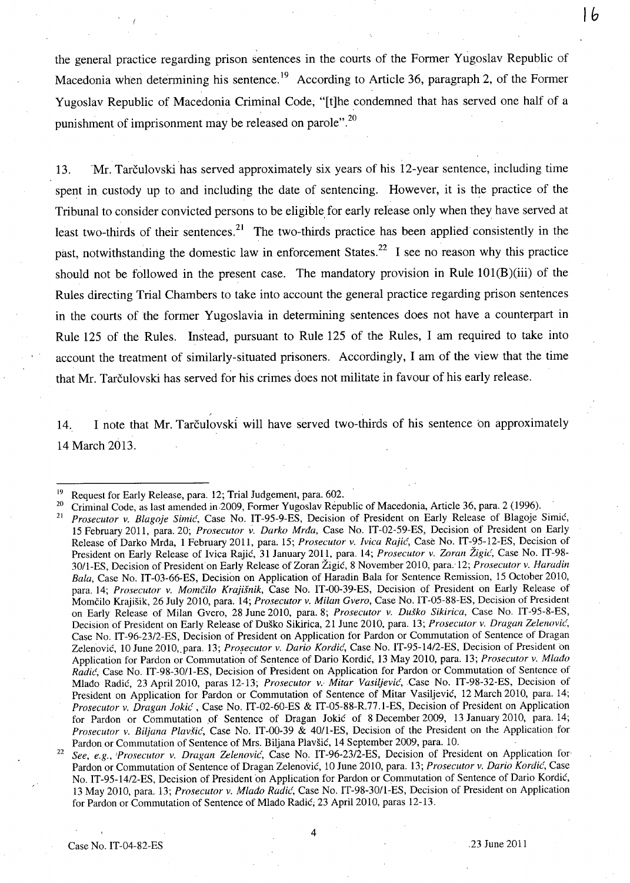the general practice regarding prison sentences in the courts of the Former Yugoslav Republic of Macedonia when determining his sentence.[19] According to Article 36, paragraph 2, of the Former Yugoslav Republic of Macedonia Criminal Code, "[t]he condemned that has served one half of a punishment of imprisonment may be released on parole".[20]

13. Mr. Tarčulovski has served approximately six years of his 12-year sentence, including time spent in custody up to and including the date of sentencing. However, it is the practice of the Tribunal to consider convicted persons to be eligible for early release only when they have served at least two-thirds of their sentences.[21] The two-thirds practice has been applied consistently in the past, notwithstanding the domestic law in enforcement States.[22] I see no reason why this practice should not be followed in the present case. The mandatory provision in Rule 101(B)(iii) of the Rules directing Trial Chambers to take into account the general practice regarding prison sentences in the courts of the former Yugoslavia in determining sentences does not have a counterpart in Rule 125 of the Rules. Instead, pursuant to Rule 125 of the Rules, I am required to take into account the treatment of similarly-situated prisoners. Accordingly, I am of the view that the time that Mr. Tarčulovski has served for his crimes does not militate in favour of his early release.

14. I note that Mr. Tarčulovski will have served two-thirds of his sentence on approximately 14 March 2013.

---

[19] Request for Early Release, para. 12; Trial Judgement, para. 602.

[20] Criminal Code, as last amended in 2009, Former Yugoslav Republic of Macedonia, Article 36, para. 2 (1996).

[21] *Prosecutor v. Blagoje Simić*, Case No. IT-95-9-ES, Decision of President on Early Release of Blagoje Simić, 15 February 2011, para. 20; *Prosecutor v. Darko Mrđa*, Case No. IT-02-59-ES, Decision of President on Early Release of Darko Mrđa, 1 February 2011, para. 15; *Prosecutor v. Ivica Rajić*, Case No. IT-95-12-ES, Decision of President on Early Release of Ivica Rajić, 31 January 2011, para. 14; *Prosecutor v. Zoran Žigić*, Case No. IT-98-30/1-ES, Decision of President on Early Release of Zoran Žigić, 8 November 2010, para. 12; *Prosecutor v. Haradin Bala*, Case No. IT-03-66-ES, Decision on Application of Haradin Bala for Sentence Remission, 15 October 2010, para. 14; *Prosecutor v. Momčilo Krajišnik*, Case No. IT-00-39-ES, Decision of President on Early Release of Momčilo Krajišik, 26 July 2010, para. 14; *Prosecutor v. Milan Gvero*, Case No. IT-05-88-ES, Decision of President on Early Release of Milan Gvero, 28 June 2010, para. 8; *Prosecutor v. Duško Sikirica*, Case No. IT-95-8-ES, Decision of President on Early Release of Duško Sikirica, 21 June 2010, para. 13; *Prosecutor v. Dragan Zelenović*, Case No. IT-96-23/2-ES, Decision of President on Application for Pardon or Commutation of Sentence of Dragan Zelenović, 10 June 2010, para. 13; *Prosecutor v. Dario Kordić*, Case No. IT-95-14/2-ES, Decision of President on Application for Pardon or Commutation of Sentence of Dario Kordić, 13 May 2010, para. 13; *Prosecutor v. Mlađo Radić*, Case No. IT-98-30/1-ES, Decision of President on Application for Pardon or Commutation of Sentence of Mlađo Radić, 23 April 2010, paras 12-13; *Prosecutor v. Mitar Vasiljević*, Case No. IT-98-32-ES, Decision of President on Application for Pardon or Commutation of Sentence of Mitar Vasiljević, 12 March 2010, para. 14; *Prosecutor v. Dragan Jokić*, Case No. IT-02-60-ES & IT-05-88-R.77.1-ES, Decision of President on Application for Pardon or Commutation of Sentence of Dragan Jokić of 8 December 2009, 13 January 2010, para. 14; *Prosecutor v. Biljana Plavšić*, Case No. IT-00-39 & 40/1-ES, Decision of the President on the Application for Pardon or Commutation of Sentence of Mrs. Biljana Plavšić, 14 September 2009, para. 10.

[22] *See, e.g.*, *Prosecutor v. Dragan Zelenović*, Case No. IT-96-23/2-ES, Decision of President on Application for Pardon or Commutation of Sentence of Dragan Zelenović, 10 June 2010, para. 13; *Prosecutor v. Dario Kordić*, Case No. IT-95-14/2-ES, Decision of President on Application for Pardon or Commutation of Sentence of Dario Kordić, 13 May 2010, para. 13; *Prosecutor v. Mlađo Radić*, Case No. IT-98-30/1-ES, Decision of President on Application for Pardon or Commutation of Sentence of Mlađo Radić, 23 April 2010, paras 12-13.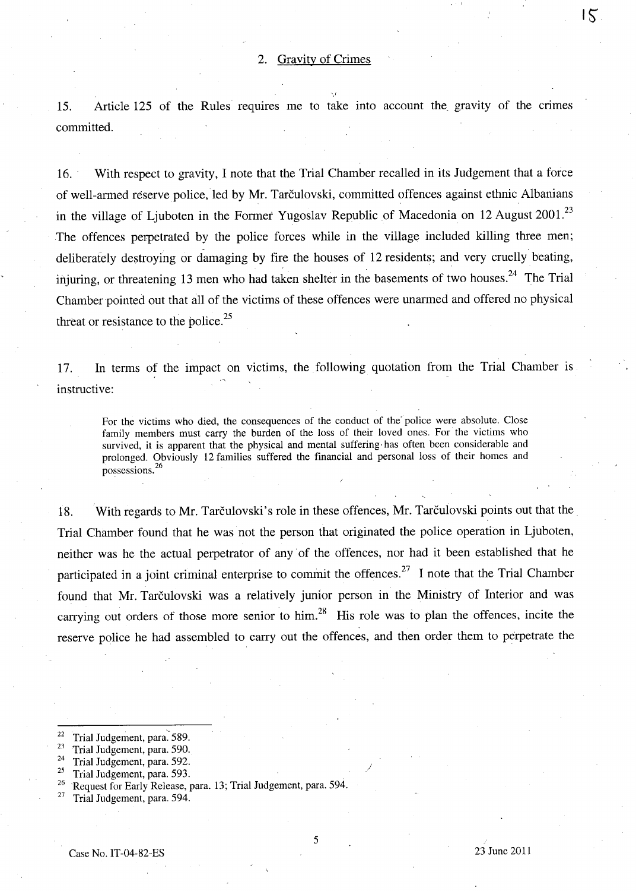## 2. Gravity of Crimes

15. Article 125 of the Rules requires me to take into account the gravity of the crimes committed.

16. With respect to gravity, I note that the Trial Chamber recalled in its Judgement that a force of well-armed reserve police, led by Mr. Tarčulovski, committed offences against ethnic Albanians in the village of Ljuboten in the Former Yugoslav Republic of Macedonia on 12 August 2001.[23] The offences perpetrated by the police forces while in the village included killing three men; deliberately destroying or damaging by fire the houses of 12 residents; and very cruelly beating, injuring, or threatening 13 men who had taken shelter in the basements of two houses.[24] The Trial Chamber pointed out that all of the victims of these offences were unarmed and offered no physical threat or resistance to the police.[25]

17. In terms of the impact on victims, the following quotation from the Trial Chamber is instructive:

> For the victims who died, the consequences of the conduct of the police were absolute. Close family members must carry the burden of the loss of their loved ones. For the victims who survived, it is apparent that the physical and mental suffering has often been considerable and prolonged. Obviously 12 families suffered the financial and personal loss of their homes and possessions.[26]

18. With regards to Mr. Tarčulovski's role in these offences, Mr. Tarčulovski points out that the Trial Chamber found that he was not the person that originated the police operation in Ljuboten, neither was he the actual perpetrator of any of the offences, nor had it been established that he participated in a joint criminal enterprise to commit the offences.[27] I note that the Trial Chamber found that Mr. Tarčulovski was a relatively junior person in the Ministry of Interior and was carrying out orders of those more senior to him.[28] His role was to plan the offences, incite the reserve police he had assembled to carry out the offences, and then order them to perpetrate the

---

[22] Trial Judgement, para. 589.
[23] Trial Judgement, para. 590.
[24] Trial Judgement, para. 592.
[25] Trial Judgement, para. 593.
[26] Request for Early Release, para. 13; Trial Judgement, para. 594.
[27] Trial Judgement, para. 594.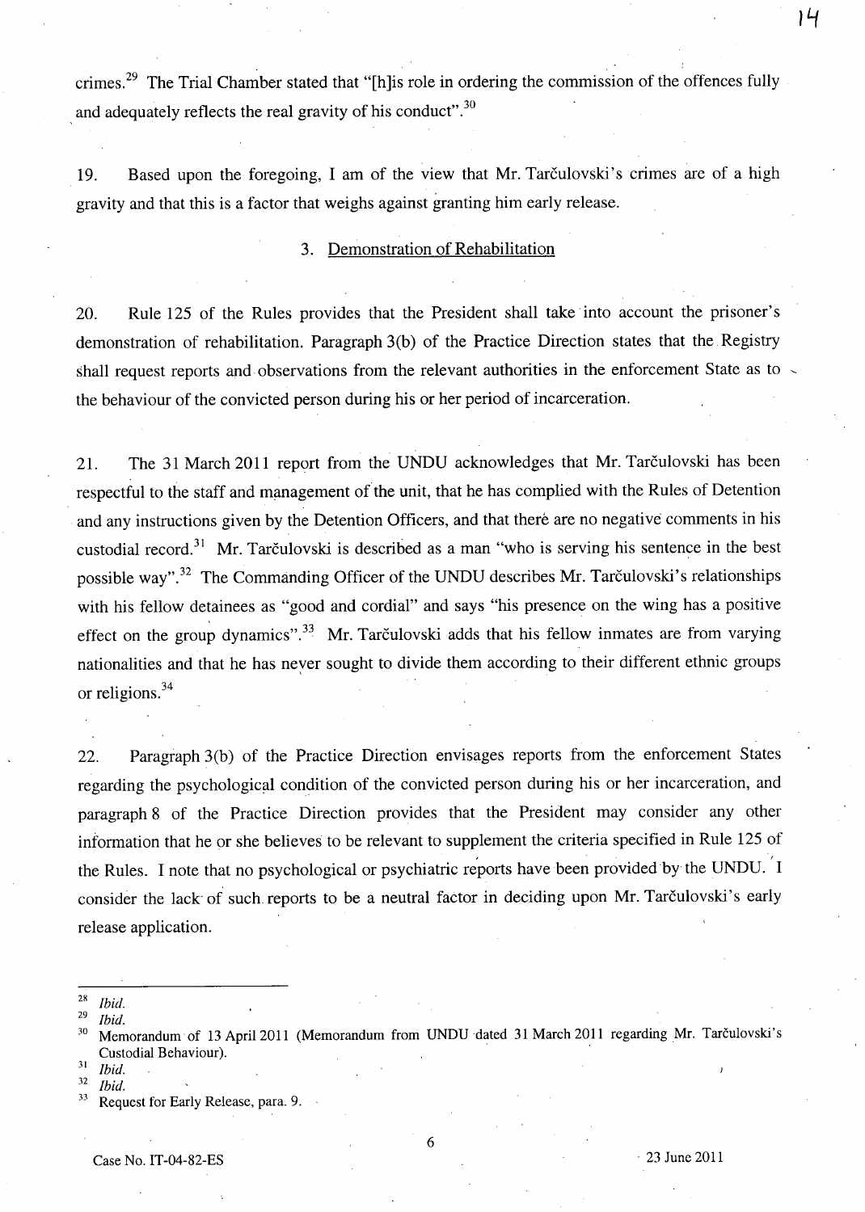crimes.[29] The Trial Chamber stated that "[h]is role in ordering the commission of the offences fully and adequately reflects the real gravity of his conduct".[30]

19. Based upon the foregoing, I am of the view that Mr. Tarčulovski's crimes are of a high gravity and that this is a factor that weighs against granting him early release.

3. Demonstration of Rehabilitation

20. Rule 125 of the Rules provides that the President shall take into account the prisoner's demonstration of rehabilitation. Paragraph 3(b) of the Practice Direction states that the Registry shall request reports and observations from the relevant authorities in the enforcement State as to the behaviour of the convicted person during his or her period of incarceration.

21. The 31 March 2011 report from the UNDU acknowledges that Mr. Tarčulovski has been respectful to the staff and management of the unit, that he has complied with the Rules of Detention and any instructions given by the Detention Officers, and that there are no negative comments in his custodial record.[31] Mr. Tarčulovski is described as a man "who is serving his sentence in the best possible way".[32] The Commanding Officer of the UNDU describes Mr. Tarčulovski's relationships with his fellow detainees as "good and cordial" and says "his presence on the wing has a positive effect on the group dynamics".[33] Mr. Tarčulovski adds that his fellow inmates are from varying nationalities and that he has never sought to divide them according to their different ethnic groups or religions.[34]

22. Paragraph 3(b) of the Practice Direction envisages reports from the enforcement States regarding the psychological condition of the convicted person during his or her incarceration, and paragraph 8 of the Practice Direction provides that the President may consider any other information that he or she believes to be relevant to supplement the criteria specified in Rule 125 of the Rules. I note that no psychological or psychiatric reports have been provided by the UNDU. I consider the lack of such reports to be a neutral factor in deciding upon Mr. Tarčulovski's early release application.

---

[28] *Ibid.*

[29] *Ibid.*

[30] Memorandum of 13 April 2011 (Memorandum from UNDU dated 31 March 2011 regarding Mr. Tarčulovski's Custodial Behaviour).

[31] *Ibid.*

[32] *Ibid.*

[33] Request for Early Release, para. 9.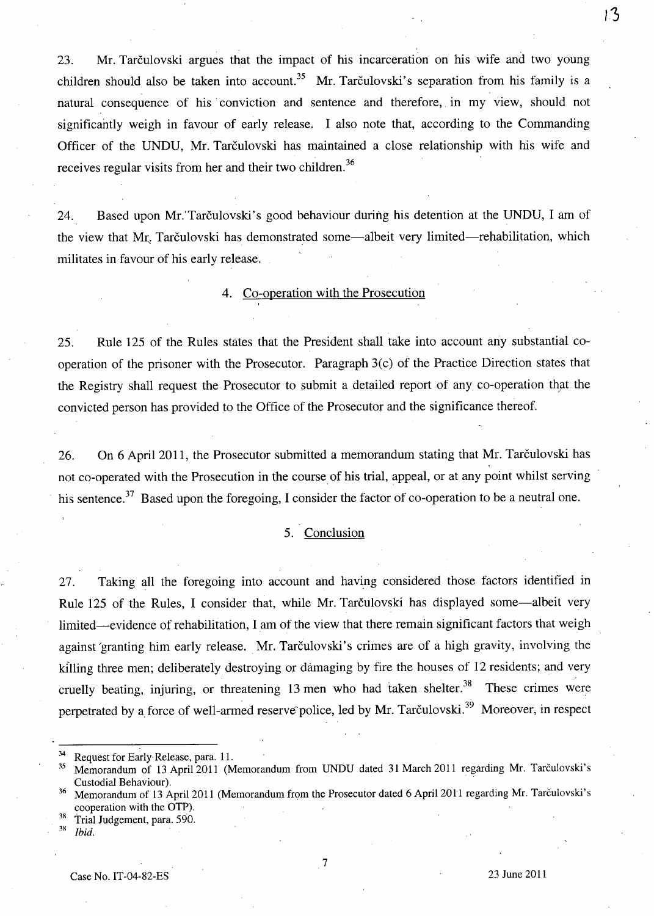23. Mr. Tarčulovski argues that the impact of his incarceration on his wife and two young children should also be taken into account.[35] Mr. Tarčulovski's separation from his family is a natural consequence of his conviction and sentence and therefore, in my view, should not significantly weigh in favour of early release. I also note that, according to the Commanding Officer of the UNDU, Mr. Tarčulovski has maintained a close relationship with his wife and receives regular visits from her and their two children.[36]

24. Based upon Mr. Tarčulovski's good behaviour during his detention at the UNDU, I am of the view that Mr. Tarčulovski has demonstrated some—albeit very limited—rehabilitation, which militates in favour of his early release.

### 4. Co-operation with the Prosecution

25. Rule 125 of the Rules states that the President shall take into account any substantial co-operation of the prisoner with the Prosecutor. Paragraph 3(c) of the Practice Direction states that the Registry shall request the Prosecutor to submit a detailed report of any co-operation that the convicted person has provided to the Office of the Prosecutor and the significance thereof.

26. On 6 April 2011, the Prosecutor submitted a memorandum stating that Mr. Tarčulovski has not co-operated with the Prosecution in the course of his trial, appeal, or at any point whilst serving his sentence.[37] Based upon the foregoing, I consider the factor of co-operation to be a neutral one.

### 5. Conclusion

27. Taking all the foregoing into account and having considered those factors identified in Rule 125 of the Rules, I consider that, while Mr. Tarčulovski has displayed some—albeit very limited—evidence of rehabilitation, I am of the view that there remain significant factors that weigh against granting him early release. Mr. Tarčulovski's crimes are of a high gravity, involving the killing three men; deliberately destroying or damaging by fire the houses of 12 residents; and very cruelly beating, injuring, or threatening 13 men who had taken shelter.[38] These crimes were perpetrated by a force of well-armed reserve police, led by Mr. Tarčulovski.[39] Moreover, in respect

---

[34] Request for Early Release, para. 11.

[35] Memorandum of 13 April 2011 (Memorandum from UNDU dated 31 March 2011 regarding Mr. Tarčulovski's Custodial Behaviour).

[36] Memorandum of 13 April 2011 (Memorandum from the Prosecutor dated 6 April 2011 regarding Mr. Tarčulovski's cooperation with the OTP).

[38] Trial Judgement, para. 590.

[38] *Ibid.*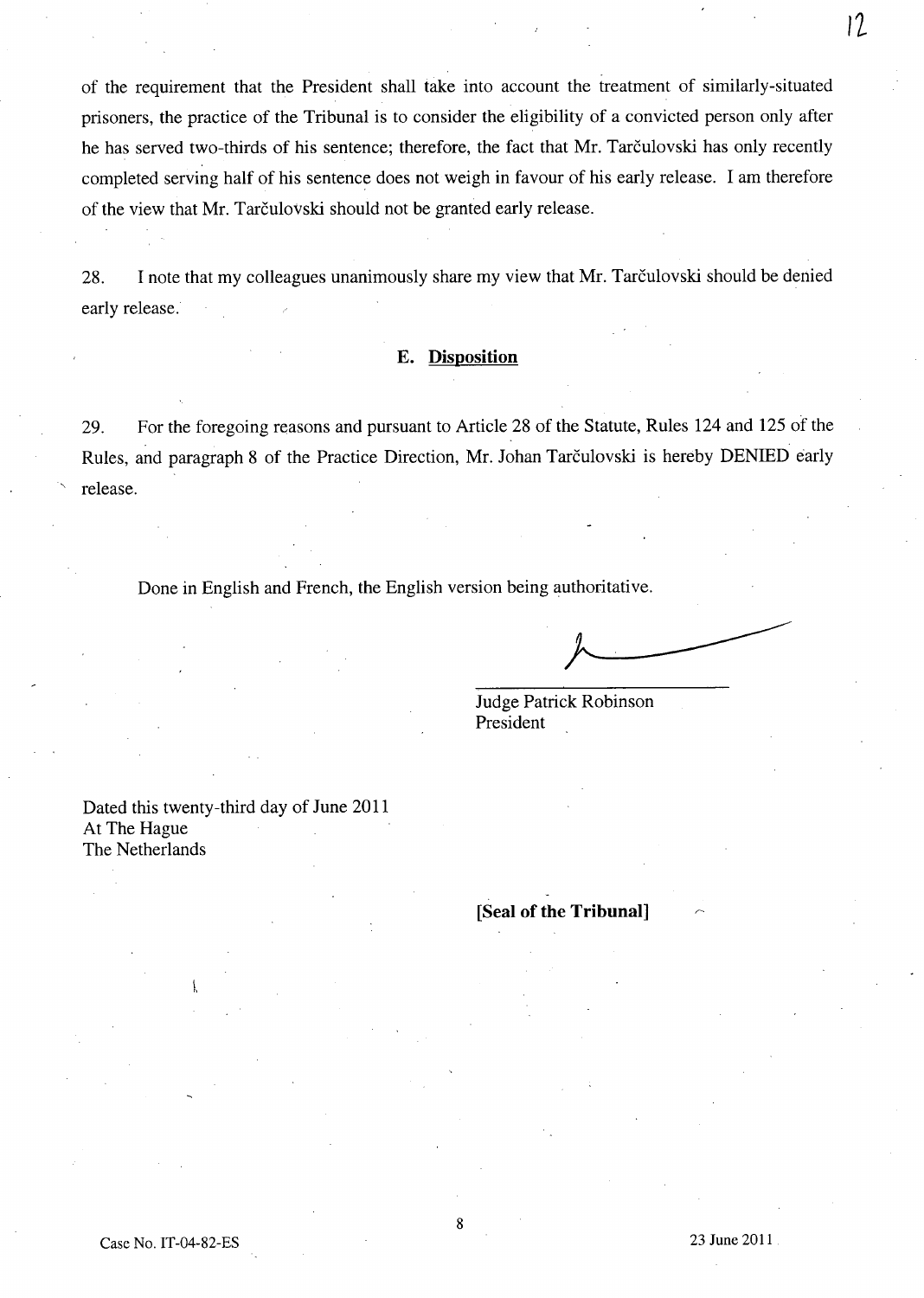of the requirement that the President shall take into account the treatment of similarly-situated prisoners, the practice of the Tribunal is to consider the eligibility of a convicted person only after he has served two-thirds of his sentence; therefore, the fact that Mr. Tarčulovski has only recently completed serving half of his sentence does not weigh in favour of his early release. I am therefore of the view that Mr. Tarčulovski should not be granted early release.

28. I note that my colleagues unanimously share my view that Mr. Tarčulovski should be denied early release.

## E. Disposition

29. For the foregoing reasons and pursuant to Article 28 of the Statute, Rules 124 and 125 of the Rules, and paragraph 8 of the Practice Direction, Mr. Johan Tarčulovski is hereby DENIED early release.

Done in English and French, the English version being authoritative.

Judge Patrick Robinson
President

Dated this twenty-third day of June 2011
At The Hague
The Netherlands

**[Seal of the Tribunal]**